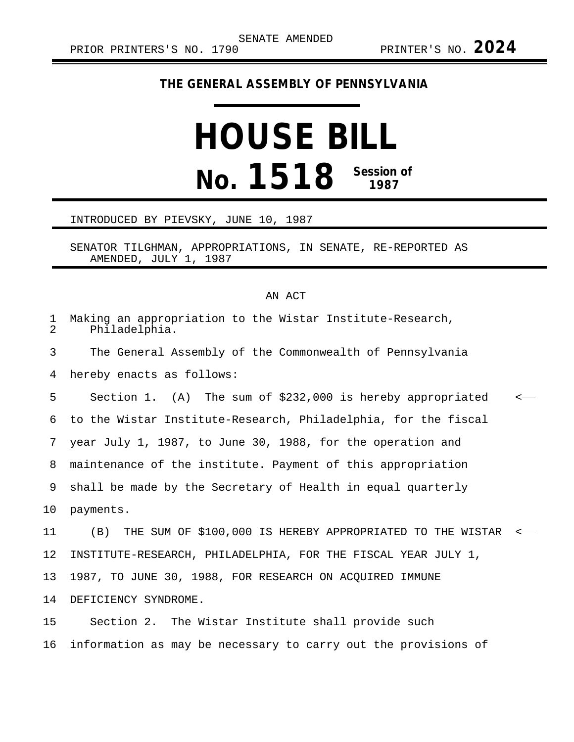SENATE AMENDED

PRIOR PRINTERS'S NO. 1790 PRINTER'S NO. **2024**

**THE GENERAL ASSEMBLY OF PENNSYLVANIA**

# HOUSE BILL

# No. 1518 Session of 1987

INTRODUCED BY PIEVSKY, JUNE 10, 1987

SENATOR TILGHMAN, APPROPRIATIONS, IN SENATE, RE-REPORTED AS AMENDED, JULY 1, 1987

AN ACT

Making an appropriation to the Wistar Institute-Research, Philadelphia.

The General Assembly of the Commonwealth of Pennsylvania hereby enacts as follows:

Section 1. (A) The sum of $232,000 is hereby appropriated to the Wistar Institute-Research, Philadelphia, for the fiscal year July 1, 1987, to June 30, 1988, for the operation and maintenance of the institute. Payment of this appropriation shall be made by the Secretary of Health in equal quarterly payments.

(B) THE SUM OF $100,000 IS HEREBY APPROPRIATED TO THE WISTAR INSTITUTE-RESEARCH, PHILADELPHIA, FOR THE FISCAL YEAR JULY 1, 1987, TO JUNE 30, 1988, FOR RESEARCH ON ACQUIRED IMMUNE DEFICIENCY SYNDROME.

Section 2. The Wistar Institute shall provide such information as may be necessary to carry out the provisions of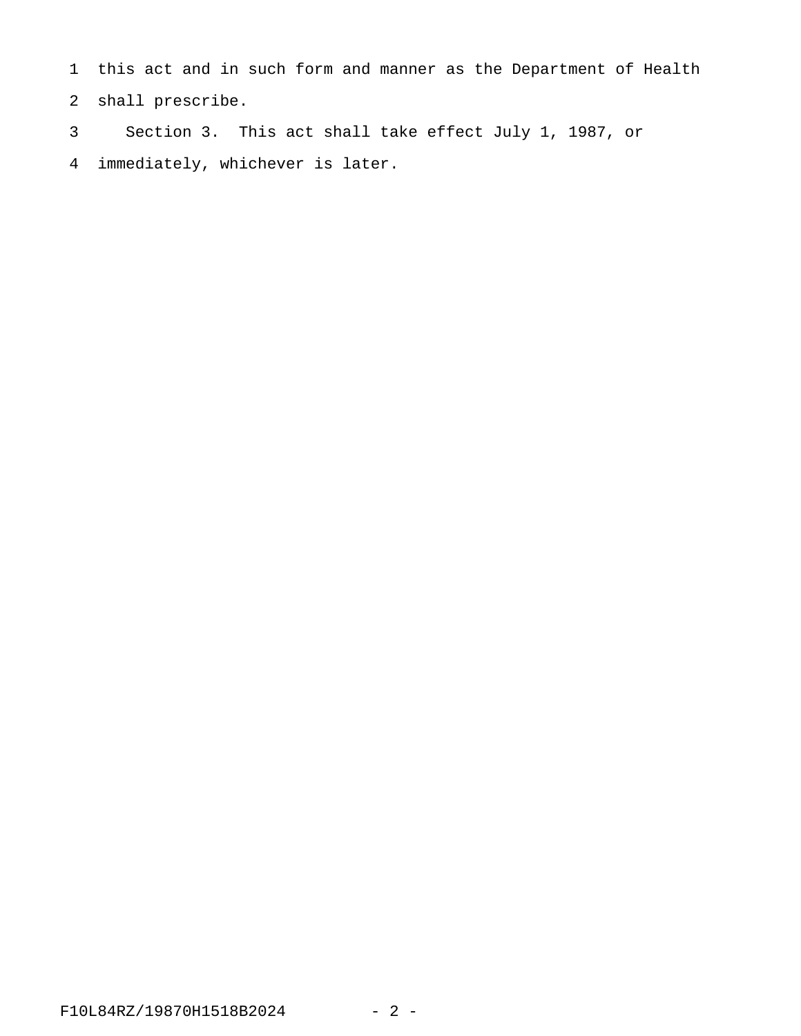this act and in such form and manner as the Department of Health shall prescribe.

Section 3. This act shall take effect July 1, 1987, or immediately, whichever is later.